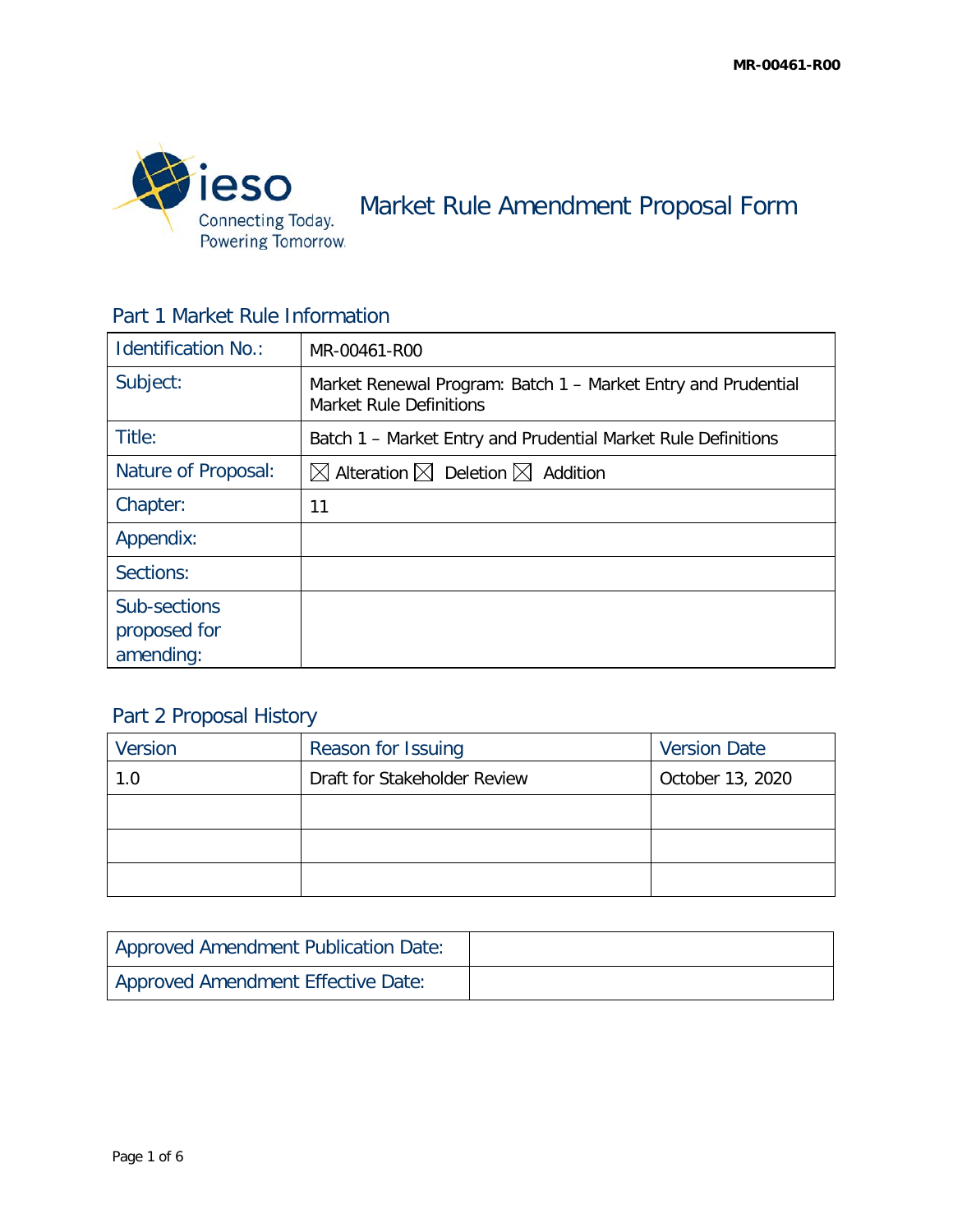# Market Rule Amendment Proposal Form

## Part 1 Market Rule Information

| Identification No.: | MR-00461-R00 |
|---|---|
| Subject: | Market Renewal Program: Batch 1 – Market Entry and Prudential Market Rule Definitions |
| Title: | Batch 1 – Market Entry and Prudential Market Rule Definitions |
| Nature of Proposal: | ☒ Alteration ☒ Deletion ☒ Addition |
| Chapter: | 11 |
| Appendix: | |
| Sections: | |
| Sub-sections proposed for amending: | |

## Part 2 Proposal History

| Version | Reason for Issuing | Version Date |
|---|---|---|
| 1.0 | Draft for Stakeholder Review | October 13, 2020 |
| | | |
| | | |
| | | |

| Approved Amendment Publication Date: | |
|---|---|
| Approved Amendment Effective Date: | |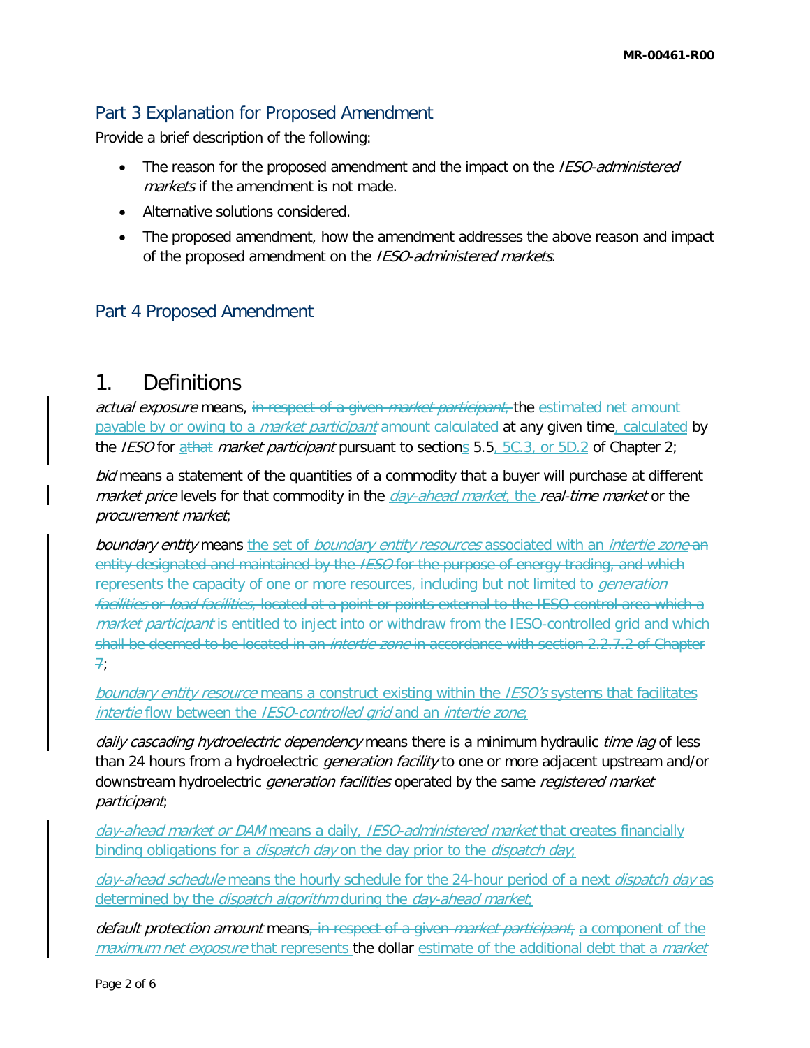## Part 3 Explanation for Proposed Amendment

Provide a brief description of the following:

- The reason for the proposed amendment and the impact on the *IESO-administered markets* if the amendment is not made.
- Alternative solutions considered.
- The proposed amendment, how the amendment addresses the above reason and impact of the proposed amendment on the *IESO-administered markets*.

## Part 4 Proposed Amendment

# 1. Definitions

*actual exposure* means, ~~in respect of a given *market participant*,~~ the estimated net amount payable by or owing to a *market participant* ~~amount calculated~~ at any given time, calculated by the *IESO* for ~~a~~that *market participant* pursuant to sections 5.5, 5C.3, or 5D.2 of Chapter 2;

*bid* means a statement of the quantities of a commodity that a buyer will purchase at different *market price* levels for that commodity in the *day-ahead market*, the *real-time market* or the *procurement market*;

*boundary entity* means the set of *boundary entity resources* associated with an *intertie zone* ~~an entity designated and maintained by the *IESO* for the purpose of energy trading, and which represents the capacity of one or more resources, including but not limited to *generation facilities* or *load facilities*, located at a point or points external to the IESO control area which a *market participant* is entitled to inject into or withdraw from the IESO-controlled grid and which shall be deemed to be located in an *intertie zone* in accordance with section 2.2.7.2 of Chapter 7~~;

*boundary entity resource* means a construct existing within the *IESO's* systems that facilitates *intertie* flow between the *IESO-controlled grid* and an *intertie zone*;

*daily cascading hydroelectric dependency* means there is a minimum hydraulic *time lag* of less than 24 hours from a hydroelectric *generation facility* to one or more adjacent upstream and/or downstream hydroelectric *generation facilities* operated by the same *registered market participant*;

*day-ahead market or DAM* means a daily, *IESO-administered market* that creates financially binding obligations for a *dispatch day* on the day prior to the *dispatch day*;

*day-ahead schedule* means the hourly schedule for the 24-hour period of a next *dispatch day* as determined by the *dispatch algorithm* during the *day-ahead market*;

*default protection amount* means~~, in respect of a given *market participant*,~~ a component of the *maximum net exposure* that represents the dollar estimate of the additional debt that a *market*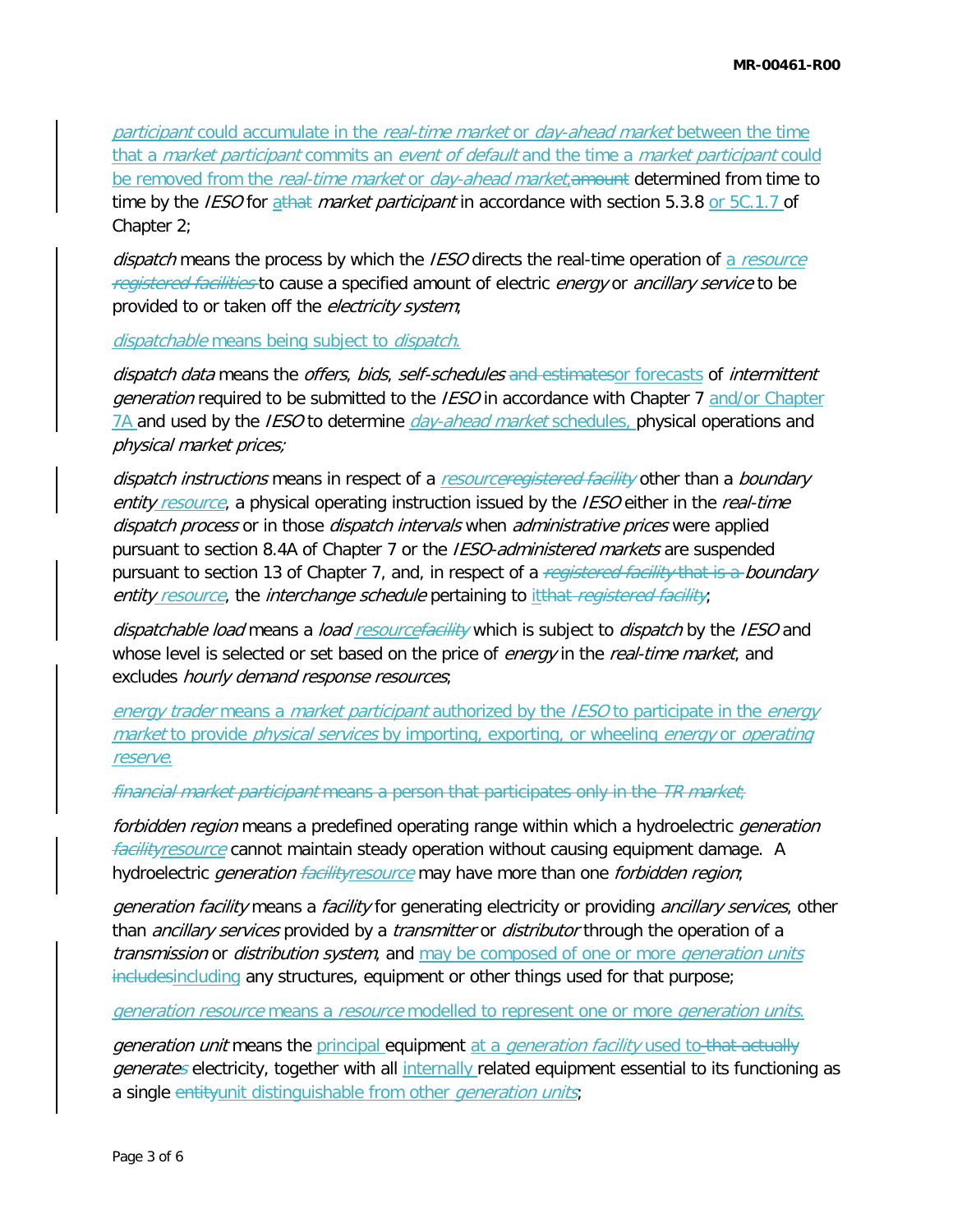*participant* could accumulate in the *real-time market* or *day-ahead market* between the time that a *market participant* commits an *event of default* and the time a *market participant* could be removed from the *real-time market* or *day-ahead market*,~~amount~~ determined from time to time by the *IESO* for a~~that~~ *market participant* in accordance with section 5.3.8 or 5C.1.7 of Chapter 2;

*dispatch* means the process by which the *IESO* directs the real-time operation of a *resource* ~~*registered facilities*~~ to cause a specified amount of electric *energy* or *ancillary service* to be provided to or taken off the *electricity system*;

*dispatchable* means being subject to *dispatch*.

*dispatch data* means the *offers*, *bids*, *self-schedules* ~~and estimates~~or forecasts of *intermittent generation* required to be submitted to the *IESO* in accordance with Chapter 7 and/or Chapter 7A and used by the *IESO* to determine *day-ahead market* schedules, physical operations and *physical market prices;*

*dispatch instructions* means in respect of a *resource*~~*registered facility*~~ other than a *boundary entity resource*, a physical operating instruction issued by the *IESO* either in the *real-time dispatch process* or in those *dispatch intervals* when *administrative prices* were applied pursuant to section 8.4A of Chapter 7 or the *IESO-administered markets* are suspended pursuant to section 13 of Chapter 7, and, in respect of a ~~*registered facility* that is a~~ *boundary entity resource*, the *interchange schedule* pertaining to it~~that *registered facility*~~;

*dispatchable load* means a *load* *resource*~~*facility*~~ which is subject to *dispatch* by the *IESO* and whose level is selected or set based on the price of *energy* in the *real-time market*, and excludes *hourly demand response resources*;

*energy trader* means a *market participant* authorized by the *IESO* to participate in the *energy market* to provide *physical services* by importing, exporting, or wheeling *energy* or *operating reserve*.

~~*financial market participant* means a person that participates only in the *TR market*;~~

*forbidden region* means a predefined operating range within which a hydroelectric *generation* ~~*facility*~~*resource* cannot maintain steady operation without causing equipment damage. A hydroelectric *generation* ~~*facility*~~*resource* may have more than one *forbidden region*;

*generation facility* means a *facility* for generating electricity or providing *ancillary services*, other than *ancillary services* provided by a *transmitter* or *distributor* through the operation of a *transmission* or *distribution system*, and may be composed of one or more *generation units* ~~includes~~including any structures, equipment or other things used for that purpose;

*generation resource* means a *resource* modelled to represent one or more *generation units*.

*generation unit* means the principal equipment at a *generation facility* used to ~~that actually~~ *generate*~~s~~ electricity, together with all internally related equipment essential to its functioning as a single ~~entity~~unit distinguishable from other *generation units*;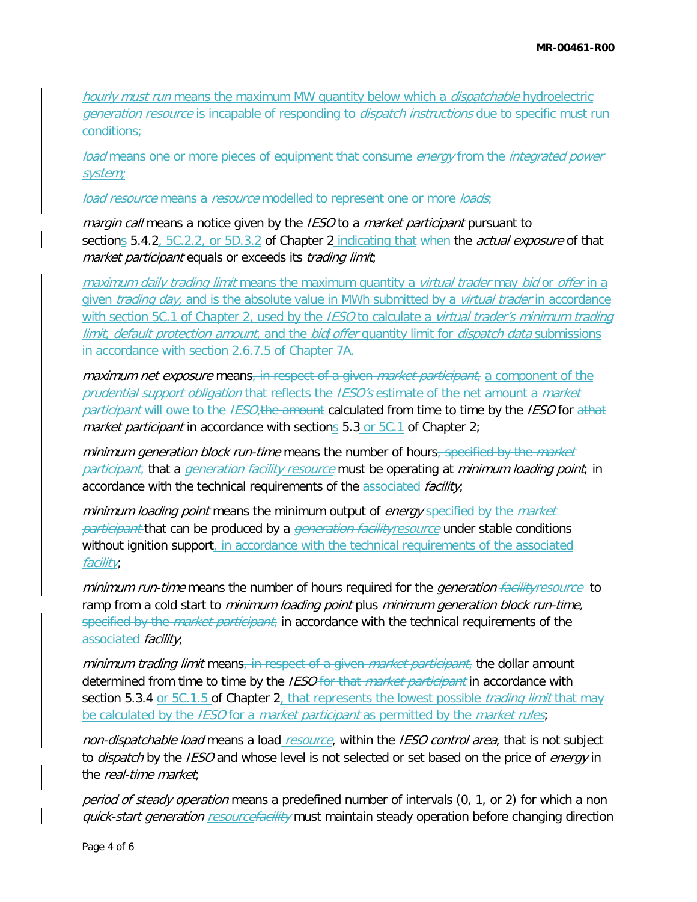*hourly must run* means the maximum MW quantity below which a *dispatchable* hydroelectric *generation resource* is incapable of responding to *dispatch instructions* due to specific must run conditions;

*load* means one or more pieces of equipment that consume *energy* from the *integrated power system;*

*load resource* means a *resource* modelled to represent one or more *loads*;

*margin call* means a notice given by the *IESO* to a *market participant* pursuant to sections 5.4.2, 5C.2.2, or 5D.3.2 of Chapter 2 indicating that ~~when~~ the *actual exposure* of that *market participant* equals or exceeds its *trading limit*;

*maximum daily trading limit* means the maximum quantity a *virtual trader* may *bid* or *offer* in a given *trading day*, and is the absolute value in MWh submitted by a *virtual trader* in accordance with section 5C.1 of Chapter 2, used by the *IESO* to calculate a *virtual trader's minimum trading limit*, *default protection amount*, and the *bid*/*offer* quantity limit for *dispatch data* submissions in accordance with section 2.6.7.5 of Chapter 7A.

*maximum net exposure* means~~, in respect of a given *market participant*,~~ a component of the *prudential support obligation* that reflects the *IESO's* estimate of the net amount a *market participant* will owe to the *IESO*,~~the amount~~ calculated from time to time by the *IESO* for ~~a~~that *market participant* in accordance with sections 5.3 or 5C.1 of Chapter 2;

*minimum generation block run-time* means the number of hours~~, specified by the *market participant*,~~ that a ~~*generation facility*~~ *resource* must be operating at *minimum loading point*; in accordance with the technical requirements of the associated *facility*;

*minimum loading point* means the minimum output of *energy* ~~specified by the *market participant*~~ that can be produced by a ~~*generation facility*~~*resource* under stable conditions without ignition support, in accordance with the technical requirements of the associated *facility*;

*minimum run-time* means the number of hours required for the *generation* ~~*facility*~~*resource* to ramp from a cold start to *minimum loading point* plus *minimum generation block run-time,* ~~specified by the *market participant*,~~ in accordance with the technical requirements of the associated *facility*;

*minimum trading limit* means~~, in respect of a given *market participant*,~~ the dollar amount determined from time to time by the *IESO* ~~for that *market participant*~~ in accordance with section 5.3.4 or 5C.1.5 of Chapter 2, that represents the lowest possible *trading limit* that may be calculated by the *IESO* for a *market participant* as permitted by the *market rules*;

*non-dispatchable load* means a load *resource*, within the *IESO control area*, that is not subject to *dispatch* by the *IESO* and whose level is not selected or set based on the price of *energy* in the *real-time market*;

*period of steady operation* means a predefined number of intervals (0, 1, or 2) for which a non *quick-start generation* *resource*~~*facility*~~ must maintain steady operation before changing direction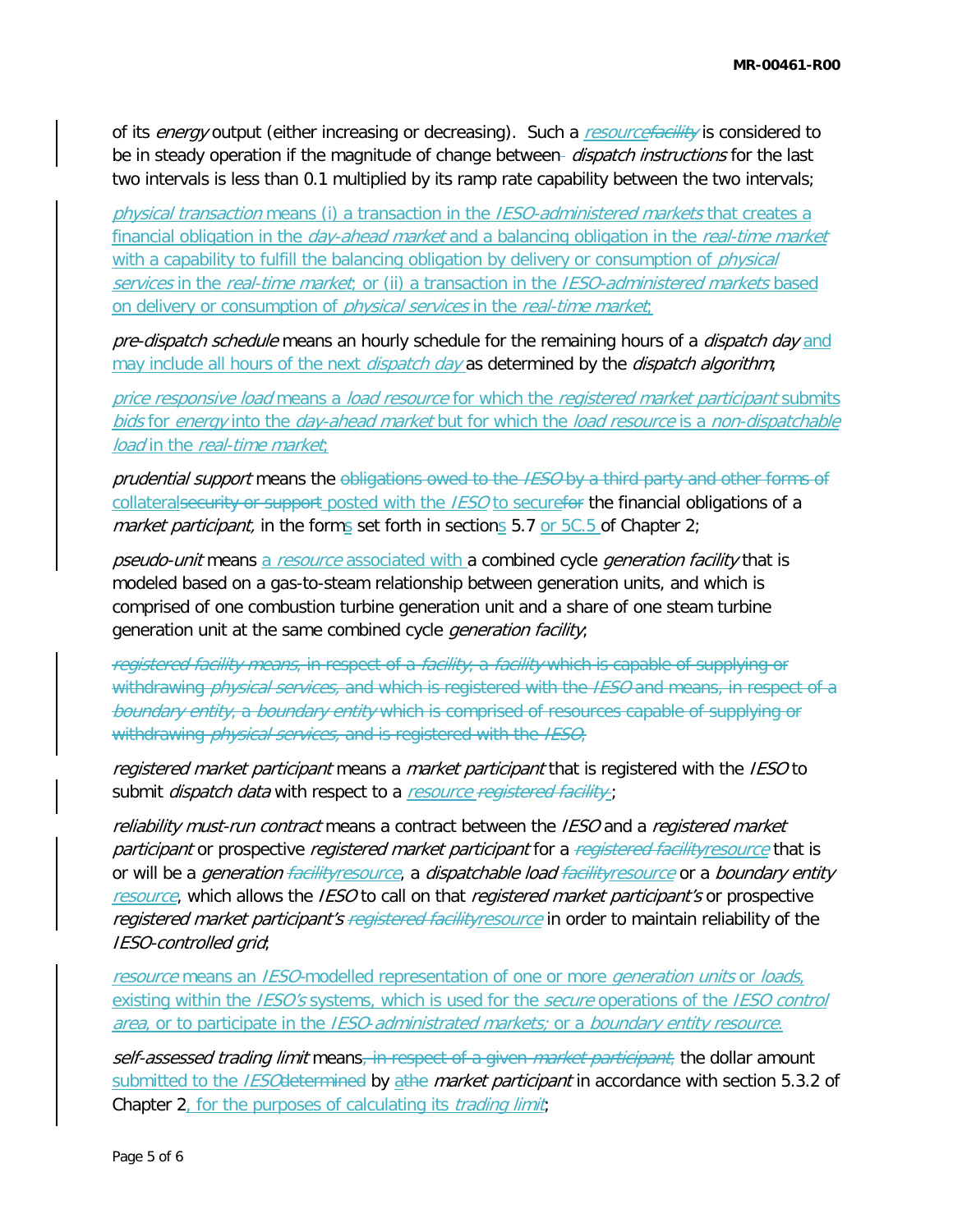of its *energy* output (either increasing or decreasing). Such a *resource~~facility~~* is considered to be in steady operation if the magnitude of change between ~~-~~ *dispatch instructions* for the last two intervals is less than 0.1 multiplied by its ramp rate capability between the two intervals;

*physical transaction* means (i) a transaction in the *IESO-administered markets* that creates a financial obligation in the *day-ahead market* and a balancing obligation in the *real-time market* with a capability to fulfill the balancing obligation by delivery or consumption of *physical services* in the *real-time market*; or (ii) a transaction in the *IESO-administered markets* based on delivery or consumption of *physical services* in the *real-time market*;

*pre-dispatch schedule* means an hourly schedule for the remaining hours of a *dispatch day* and may include all hours of the next *dispatch day* as determined by the *dispatch algorithm*;

*price responsive load* means a *load resource* for which the *registered market participant* submits *bids* for *energy* into the *day-ahead market* but for which the *load resource* is a *non-dispatchable load* in the *real-time market*;

*prudential support* means the ~~obligations owed to the *IESO* by a third party and other forms of~~ collateral~~security or support~~ posted with the *IESO* to secure~~for~~ the financial obligations of a *market participant,* in the forms set forth in sections 5.7 or 5C.5 of Chapter 2;

*pseudo-unit* means a *resource* associated with a combined cycle *generation facility* that is modeled based on a gas-to-steam relationship between generation units, and which is comprised of one combustion turbine generation unit and a share of one steam turbine generation unit at the same combined cycle *generation facility*;

~~*registered facility* means, in respect of a *facility*, a *facility* which is capable of supplying or withdrawing *physical services*, and which is registered with the *IESO* and means, in respect of a *boundary entity*, a *boundary entity* which is comprised of resources capable of supplying or withdrawing *physical services*, and is registered with the *IESO*;~~

*registered market participant* means a *market participant* that is registered with the *IESO* to submit *dispatch data* with respect to a *resource* ~~*registered facility*~~;

*reliability must-run contract* means a contract between the *IESO* and a *registered market participant* or prospective *registered market participant* for a ~~*registered facility*~~*resource* that is or will be a *generation* ~~*facility*~~*resource*, a *dispatchable load* ~~*facility*~~*resource* or a *boundary entity resource*, which allows the *IESO* to call on that *registered market participant's* or prospective *registered market participant's* ~~*registered facility*~~*resource* in order to maintain reliability of the *IESO-controlled grid*;

*resource* means an *IESO*-modelled representation of one or more *generation units* or *loads*, existing within the *IESO's* systems, which is used for the *secure* operations of the *IESO control area*, or to participate in the *IESO-administrated markets;* or a *boundary entity resource*.

*self-assessed trading limit* means~~, in respect of a given *market participant*,~~ the dollar amount submitted to the *IESO*~~determined~~ by a~~the~~ *market participant* in accordance with section 5.3.2 of Chapter 2, for the purposes of calculating its *trading limit*;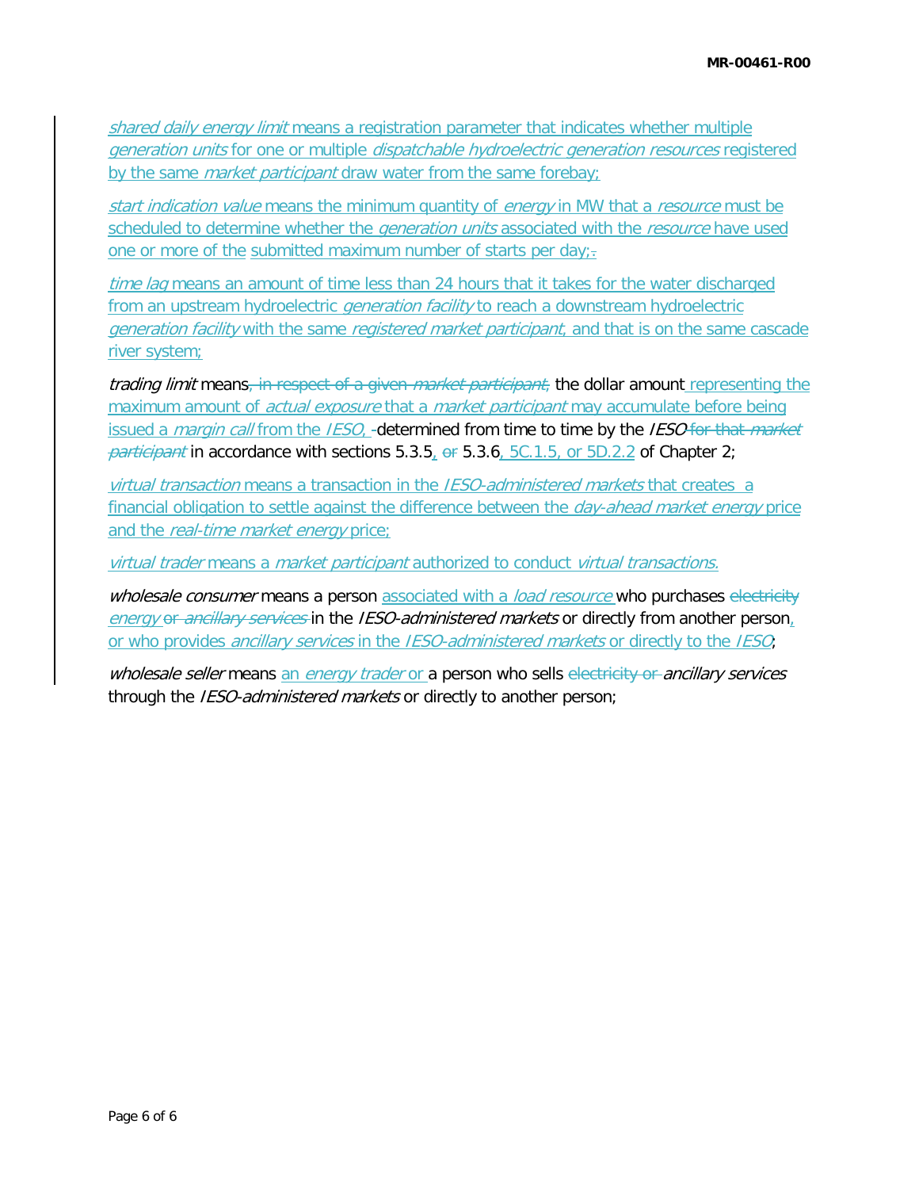*shared daily energy limit* means a registration parameter that indicates whether multiple *generation units* for one or multiple *dispatchable hydroelectric generation resources* registered by the same *market participant* draw water from the same forebay;

*start indication value* means the minimum quantity of *energy* in MW that a *resource* must be scheduled to determine whether the *generation units* associated with the *resource* have used one or more of the submitted maximum number of starts per day;~~.~~

*time lag* means an amount of time less than 24 hours that it takes for the water discharged from an upstream hydroelectric *generation facility* to reach a downstream hydroelectric *generation facility* with the same *registered market participant*, and that is on the same cascade river system;

*trading limit* means~~, in respect of a given *market participant*,~~ the dollar amount representing the maximum amount of *actual exposure* that a *market participant* may accumulate before being issued a *margin call* from the *IESO*, determined from time to time by the *IESO* ~~for that *market participant*~~ in accordance with sections 5.3.5, ~~or~~ 5.3.6, 5C.1.5, or 5D.2.2 of Chapter 2;

*virtual transaction* means a transaction in the *IESO-administered markets* that creates a financial obligation to settle against the difference between the *day-ahead market energy* price and the *real-time market energy* price;

*virtual trader* means a *market participant* authorized to conduct *virtual transactions.*

*wholesale consumer* means a person associated with a *load resource* who purchases ~~electricity~~ *energy* ~~or *ancillary services*~~ in the *IESO-administered markets* or directly from another person, or who provides *ancillary services* in the *IESO-administered markets* or directly to the *IESO*;

*wholesale seller* means an *energy trader* or a person who sells ~~electricity or~~ *ancillary services* through the *IESO-administered markets* or directly to another person;